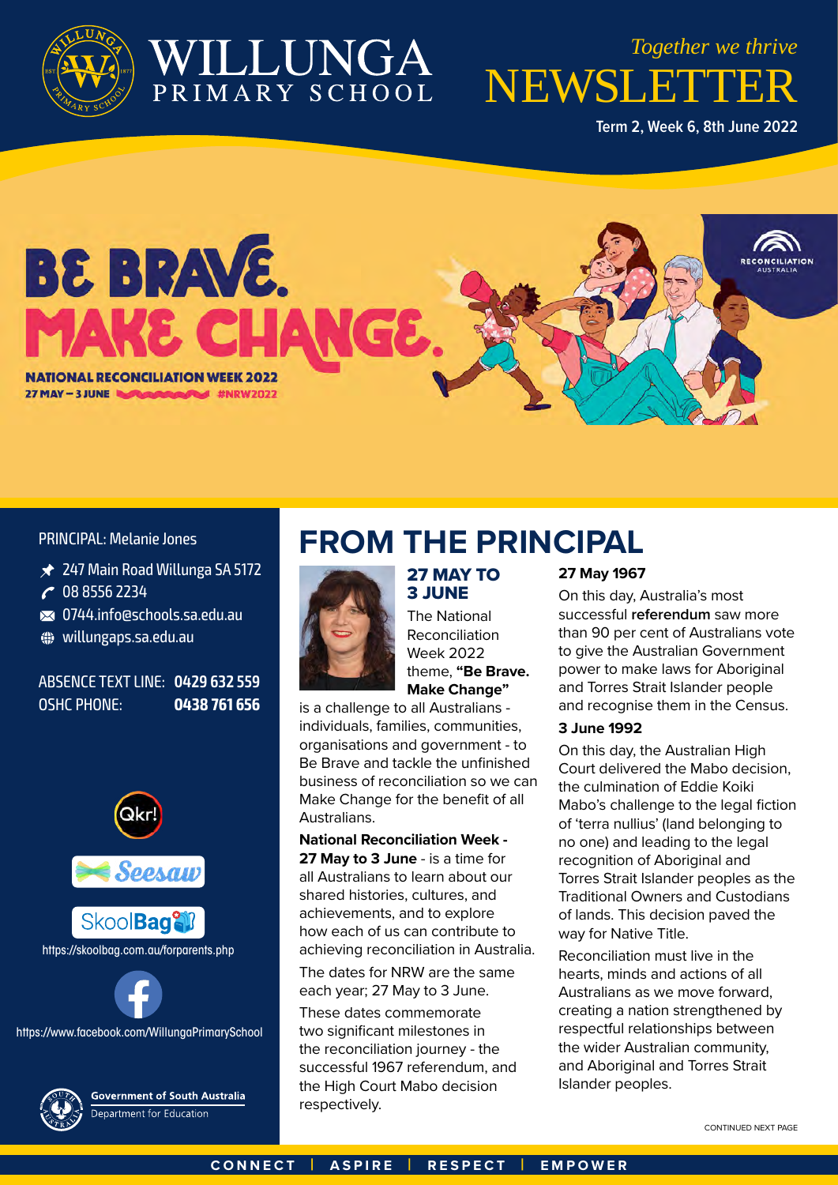# WILLUNGA PRIMARY SCHOOL

*Together we thrive*

# NEWSLETTER

Term 2, Week 6, 8th June 2022

**BE BRAVE. MAKE CHANGE.**

**NATIONAL RECONCILIATION WEEK 2022**

**27 MAY – 3 JUNE #NRW2022**

PRINCIPAL: Melanie Jones

- 247 Main Road Willunga SA 5172
- 08 8556 2234
- 0744.info@schools.sa.edu.au
- willungaps.sa.edu.au

ABSENCE TEXT LINE: **0429 632 559**
OSHC PHONE: **0438 761 656**

https://skoolbag.com.au/forparents.php

https://www.facebook.com/WillungaPrimarySchool

## FROM THE PRINCIPAL

### 27 MAY TO 3 JUNE

The National Reconciliation Week 2022 theme, **"Be Brave. Make Change"** is a challenge to all Australians - individuals, families, communities, organisations and government - to Be Brave and tackle the unfinished business of reconciliation so we can Make Change for the benefit of all Australians.

**National Reconciliation Week - 27 May to 3 June** - is a time for all Australians to learn about our shared histories, cultures, and achievements, and to explore how each of us can contribute to achieving reconciliation in Australia.

The dates for NRW are the same each year; 27 May to 3 June.

These dates commemorate two significant milestones in the reconciliation journey - the successful 1967 referendum, and the High Court Mabo decision respectively.

**27 May 1967**

On this day, Australia's most successful **referendum** saw more than 90 per cent of Australians vote to give the Australian Government power to make laws for Aboriginal and Torres Strait Islander people and recognise them in the Census.

**3 June 1992**

On this day, the Australian High Court delivered the Mabo decision, the culmination of Eddie Koiki Mabo's challenge to the legal fiction of 'terra nullius' (land belonging to no one) and leading to the legal recognition of Aboriginal and Torres Strait Islander peoples as the Traditional Owners and Custodians of lands. This decision paved the way for Native Title.

Reconciliation must live in the hearts, minds and actions of all Australians as we move forward, creating a nation strengthened by respectful relationships between the wider Australian community, and Aboriginal and Torres Strait Islander peoples.

CONTINUED NEXT PAGE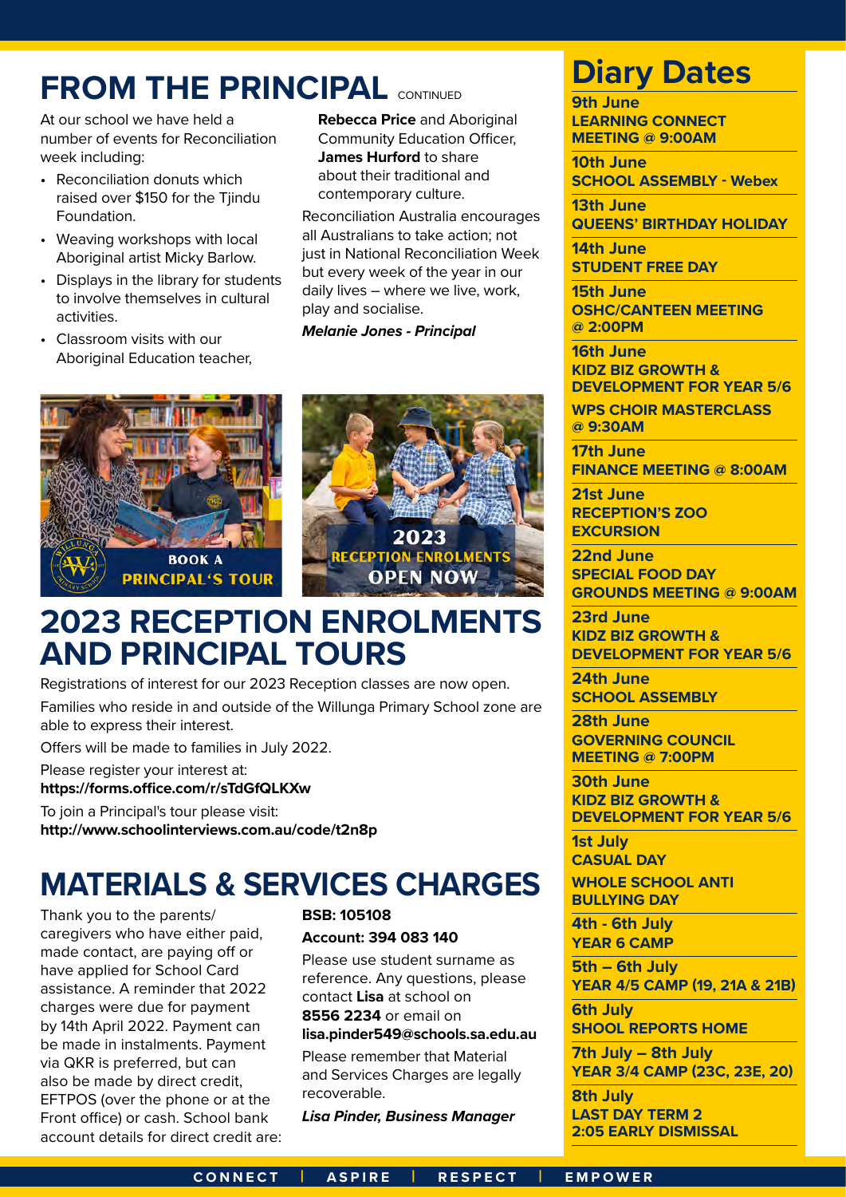# FROM THE PRINCIPAL CONTINUED

At our school we have held a number of events for Reconciliation week including:

- Reconciliation donuts which raised over $150 for the Tjindu Foundation.
- Weaving workshops with local Aboriginal artist Micky Barlow.
- Displays in the library for students to involve themselves in cultural activities.
- Classroom visits with our Aboriginal Education teacher, **Rebecca Price** and Aboriginal Community Education Officer, **James Hurford** to share about their traditional and contemporary culture.

Reconciliation Australia encourages all Australians to take action; not just in National Reconciliation Week but every week of the year in our daily lives – where we live, work, play and socialise.

***Melanie Jones - Principal***

BOOK A PRINCIPAL'S TOUR

2023 RECEPTION ENROLMENTS OPEN NOW

# 2023 RECEPTION ENROLMENTS AND PRINCIPAL TOURS

Registrations of interest for our 2023 Reception classes are now open.

Families who reside in and outside of the Willunga Primary School zone are able to express their interest.

Offers will be made to families in July 2022.

Please register your interest at:
**https://forms.office.com/r/sTdGfQLKXw**

To join a Principal's tour please visit:
**http://www.schoolinterviews.com.au/code/t2n8p**

# MATERIALS & SERVICES CHARGES

Thank you to the parents/caregivers who have either paid, made contact, are paying off or have applied for School Card assistance. A reminder that 2022 charges were due for payment by 14th April 2022. Payment can be made in instalments. Payment via QKR is preferred, but can also be made by direct credit, EFTPOS (over the phone or at the Front office) or cash. School bank account details for direct credit are:

**BSB: 105108**

**Account: 394 083 140**

Please use student surname as reference. Any questions, please contact **Lisa** at school on **8556 2234** or email on **lisa.pinder549@schools.sa.edu.au**

Please remember that Material and Services Charges are legally recoverable.

***Lisa Pinder, Business Manager***

# Diary Dates

**9th June**
**LEARNING CONNECT MEETING @ 9:00AM**

**10th June**
**SCHOOL ASSEMBLY - Webex**

**13th June**
**QUEENS' BIRTHDAY HOLIDAY**

**14th June**
**STUDENT FREE DAY**

**15th June**
**OSHC/CANTEEN MEETING @ 2:00PM**

**16th June**
**KIDZ BIZ GROWTH & DEVELOPMENT FOR YEAR 5/6**
**WPS CHOIR MASTERCLASS @ 9:30AM**

**17th June**
**FINANCE MEETING @ 8:00AM**

**21st June**
**RECEPTION'S ZOO EXCURSION**

**22nd June**
**SPECIAL FOOD DAY**
**GROUNDS MEETING @ 9:00AM**

**23rd June**
**KIDZ BIZ GROWTH & DEVELOPMENT FOR YEAR 5/6**

**24th June**
**SCHOOL ASSEMBLY**

**28th June**
**GOVERNING COUNCIL MEETING @ 7:00PM**

**30th June**
**KIDZ BIZ GROWTH & DEVELOPMENT FOR YEAR 5/6**

**1st July**
**CASUAL DAY**
**WHOLE SCHOOL ANTI BULLYING DAY**

**4th - 6th July**
**YEAR 6 CAMP**

**5th – 6th July**
**YEAR 4/5 CAMP (19, 21A & 21B)**

**6th July**
**SHOOL REPORTS HOME**

**7th July – 8th July**
**YEAR 3/4 CAMP (23C, 23E, 20)**

**8th July**
**LAST DAY TERM 2**
**2:05 EARLY DISMISSAL**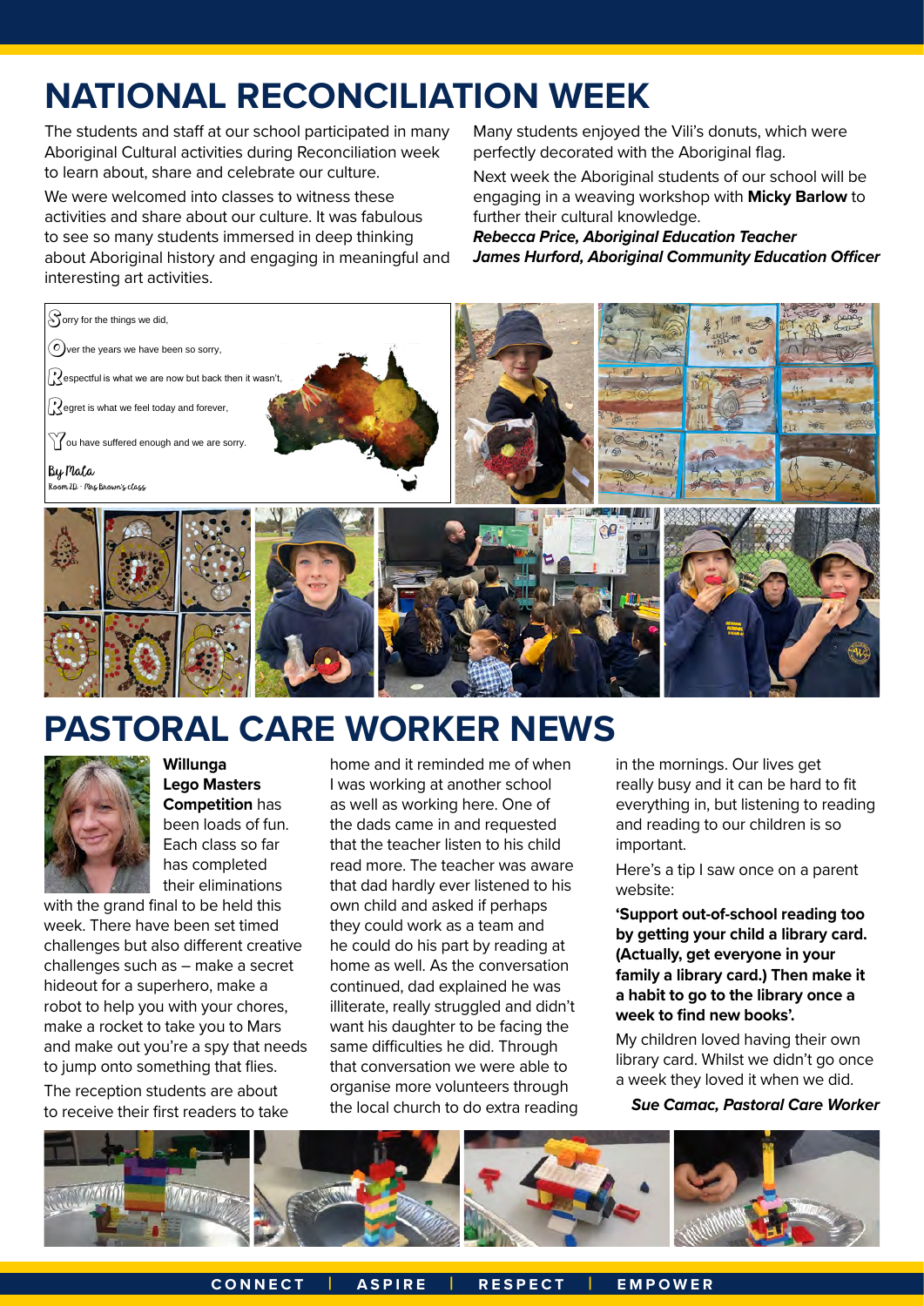# NATIONAL RECONCILIATION WEEK

The students and staff at our school participated in many Aboriginal Cultural activities during Reconciliation week to learn about, share and celebrate our culture.

We were welcomed into classes to witness these activities and share about our culture. It was fabulous to see so many students immersed in deep thinking about Aboriginal history and engaging in meaningful and interesting art activities.

Many students enjoyed the Vili's donuts, which were perfectly decorated with the Aboriginal flag.

Next week the Aboriginal students of our school will be engaging in a weaving workshop with **Micky Barlow** to further their cultural knowledge.

***Rebecca Price, Aboriginal Education Teacher***
***James Hurford, Aboriginal Community Education Officer***

Sorry for the things we did,

Over the years we have been so sorry,

Respectful is what we are now but back then it wasn't,

Regret is what we feel today and forever,

You have suffered enough and we are sorry.

By Mala
Room 2D - Mrs Brown's class

# PASTORAL CARE WORKER NEWS

**Willunga Lego Masters Competition** has been loads of fun. Each class so far has completed their eliminations with the grand final to be held this week. There have been set timed challenges but also different creative challenges such as – make a secret hideout for a superhero, make a robot to help you with your chores, make a rocket to take you to Mars and make out you're a spy that needs to jump onto something that flies.

The reception students are about to receive their first readers to take home and it reminded me of when I was working at another school as well as working here. One of the dads came in and requested that the teacher listen to his child read more. The teacher was aware that dad hardly ever listened to his own child and asked if perhaps they could work as a team and he could do his part by reading at home as well. As the conversation continued, dad explained he was illiterate, really struggled and didn't want his daughter to be facing the same difficulties he did. Through that conversation we were able to organise more volunteers through the local church to do extra reading in the mornings. Our lives get really busy and it can be hard to fit everything in, but listening to reading and reading to our children is so important.

Here's a tip I saw once on a parent website:

**'Support out-of-school reading too by getting your child a library card. (Actually, get everyone in your family a library card.) Then make it a habit to go to the library once a week to find new books'.**

My children loved having their own library card. Whilst we didn't go once a week they loved it when we did.

***Sue Camac, Pastoral Care Worker***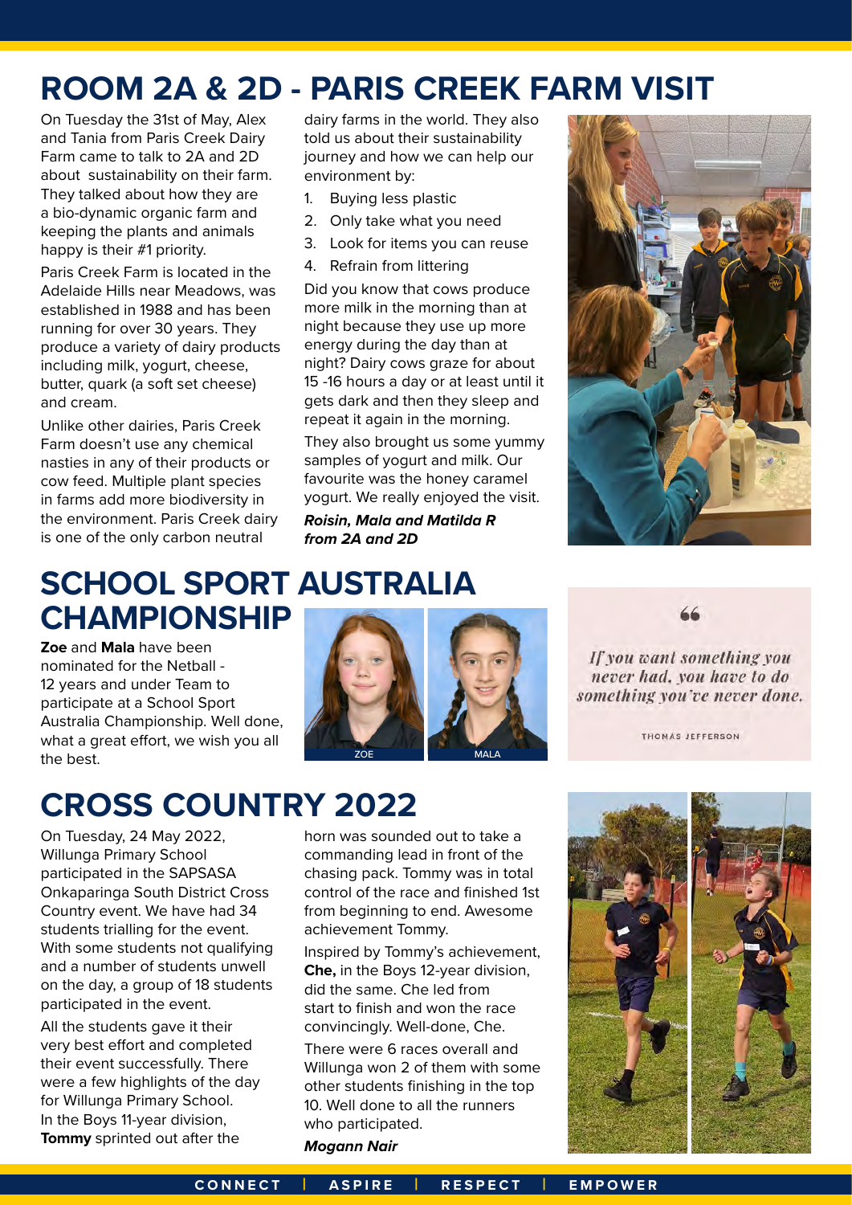# ROOM 2A & 2D - PARIS CREEK FARM VISIT

On Tuesday the 31st of May, Alex and Tania from Paris Creek Dairy Farm came to talk to 2A and 2D about sustainability on their farm. They talked about how they are a bio-dynamic organic farm and keeping the plants and animals happy is their #1 priority.

Paris Creek Farm is located in the Adelaide Hills near Meadows, was established in 1988 and has been running for over 30 years. They produce a variety of dairy products including milk, yogurt, cheese, butter, quark (a soft set cheese) and cream.

Unlike other dairies, Paris Creek Farm doesn't use any chemical nasties in any of their products or cow feed. Multiple plant species in farms add more biodiversity in the environment. Paris Creek dairy is one of the only carbon neutral dairy farms in the world. They also told us about their sustainability journey and how we can help our environment by:

1. Buying less plastic
2. Only take what you need
3. Look for items you can reuse
4. Refrain from littering

Did you know that cows produce more milk in the morning than at night because they use up more energy during the day than at night? Dairy cows graze for about 15 -16 hours a day or at least until it gets dark and then they sleep and repeat it again in the morning.

They also brought us some yummy samples of yogurt and milk. Our favourite was the honey caramel yogurt. We really enjoyed the visit.

***Roisin, Mala and Matilda R from 2A and 2D***

# SCHOOL SPORT AUSTRALIA CHAMPIONSHIP

**Zoe** and **Mala** have been nominated for the Netball - 12 years and under Team to participate at a School Sport Australia Championship. Well done, what a great effort, we wish you all the best.

ZOE

MALA

> *If you want something you never had, you have to do something you've never done.*
>
> THOMAS JEFFERSON

# CROSS COUNTRY 2022

On Tuesday, 24 May 2022, Willunga Primary School participated in the SAPSASA Onkaparinga South District Cross Country event. We have had 34 students trialling for the event. With some students not qualifying and a number of students unwell on the day, a group of 18 students participated in the event.

All the students gave it their very best effort and completed their event successfully. There were a few highlights of the day for Willunga Primary School. In the Boys 11-year division, **Tommy** sprinted out after the horn was sounded out to take a commanding lead in front of the chasing pack. Tommy was in total control of the race and finished 1st from beginning to end. Awesome achievement Tommy.

Inspired by Tommy's achievement, **Che,** in the Boys 12-year division, did the same. Che led from start to finish and won the race convincingly. Well-done, Che.

There were 6 races overall and Willunga won 2 of them with some other students finishing in the top 10. Well done to all the runners who participated.

***Mogann Nair***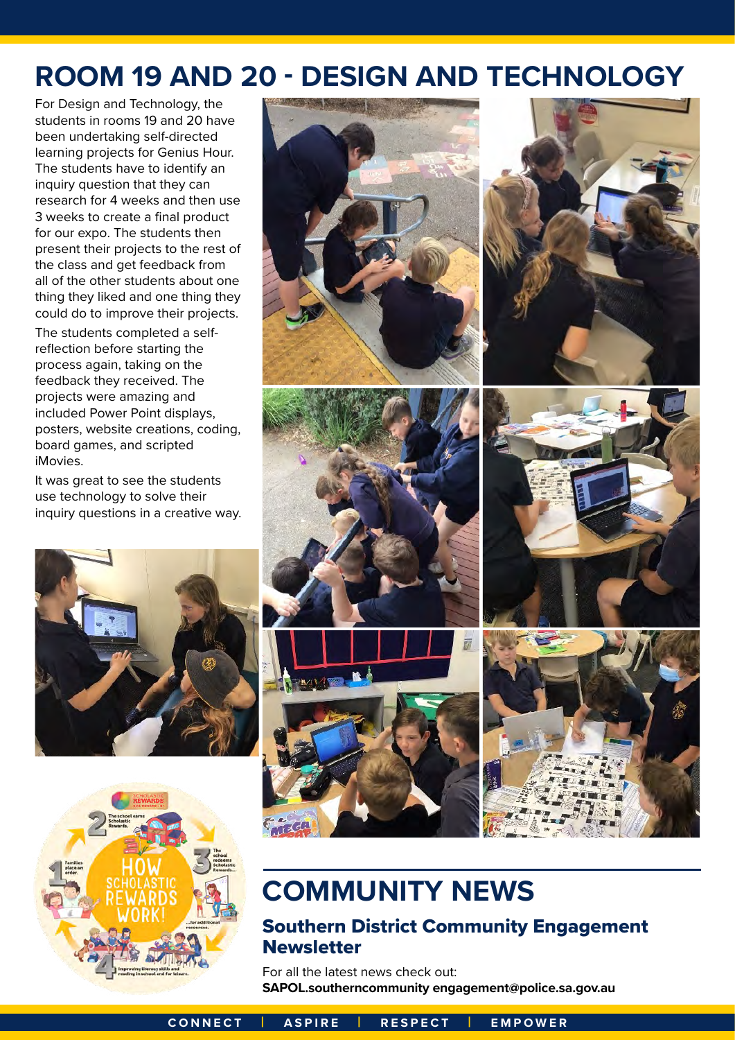# ROOM 19 AND 20 - DESIGN AND TECHNOLOGY

For Design and Technology, the students in rooms 19 and 20 have been undertaking self-directed learning projects for Genius Hour. The students have to identify an inquiry question that they can research for 4 weeks and then use 3 weeks to create a final product for our expo. The students then present their projects to the rest of the class and get feedback from all of the other students about one thing they liked and one thing they could do to improve their projects.

The students completed a self-reflection before starting the process again, taking on the feedback they received. The projects were amazing and included Power Point displays, posters, website creations, coding, board games, and scripted iMovies.

It was great to see the students use technology to solve their inquiry questions in a creative way.

# COMMUNITY NEWS

## Southern District Community Engagement Newsletter

For all the latest news check out:
**SAPOL.southerncommunity engagement@police.sa.gov.au**